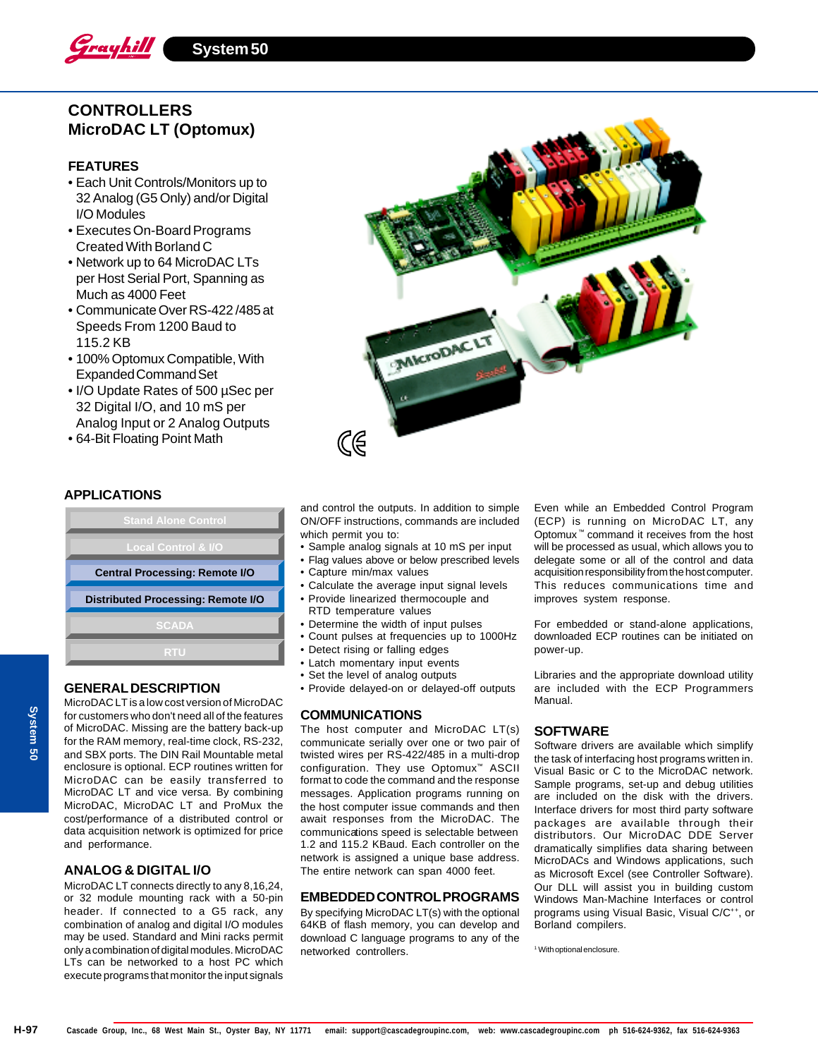# CONTROLLERS
## MicroDAC LT (Optomux)

### FEATURES

- Each Unit Controls/Monitors up to 32 Analog (G5 Only) and/or Digital I/O Modules
- Executes On-Board Programs Created With Borland C
- Network up to 64 MicroDAC LTs per Host Serial Port, Spanning as Much as 4000 Feet
- Communicate Over RS-422 /485 at Speeds From 1200 Baud to 115.2 KB
- 100% Optomux Compatible, With Expanded Command Set
- I/O Update Rates of 500 µSec per 32 Digital I/O, and 10 mS per Analog Input or 2 Analog Outputs
- 64-Bit Floating Point Math

### APPLICATIONS

- Stand Alone Control
- Local Control & I/O
- **Central Processing: Remote I/O**
- **Distributed Processing: Remote I/O**
- SCADA
- RTU

### GENERAL DESCRIPTION

MicroDAC LT is a low cost version of MicroDAC for customers who don't need all of the features of MicroDAC. Missing are the battery back-up for the RAM memory, real-time clock, RS-232, and SBX ports. The DIN Rail Mountable metal enclosure is optional. ECP routines written for MicroDAC can be easily transferred to MicroDAC LT and vice versa. By combining MicroDAC, MicroDAC LT and ProMux the cost/performance of a distributed control or data acquisition network is optimized for price and performance.

### ANALOG & DIGITAL I/O

MicroDAC LT connects directly to any 8,16,24, or 32 module mounting rack with a 50-pin header. If connected to a G5 rack, any combination of analog and digital I/O modules may be used. Standard and Mini racks permit only a combination of digital modules. MicroDAC LTs can be networked to a host PC which execute programs that monitor the input signals and control the outputs. In addition to simple ON/OFF instructions, commands are included which permit you to:

- Sample analog signals at 10 mS per input
- Flag values above or below prescribed levels
- Capture min/max values
- Calculate the average input signal levels
- Provide linearized thermocouple and RTD temperature values
- Determine the width of input pulses
- Count pulses at frequencies up to 1000Hz
- Detect rising or falling edges
- Latch momentary input events
- Set the level of analog outputs
- Provide delayed-on or delayed-off outputs

### COMMUNICATIONS

The host computer and MicroDAC LT(s) communicate serially over one or two pair of twisted wires per RS-422/485 in a multi-drop configuration. They use Optomux™ ASCII format to code the command and the response messages. Application programs running on the host computer issue commands and then await responses from the MicroDAC. The communications speed is selectable between 1.2 and 115.2 KBaud. Each controller on the network is assigned a unique base address. The entire network can span 4000 feet.

### EMBEDDED CONTROL PROGRAMS

By specifying MicroDAC LT(s) with the optional 64KB of flash memory, you can develop and download C language programs to any of the networked controllers.

Even while an Embedded Control Program (ECP) is running on MicroDAC LT, any Optomux™ command it receives from the host will be processed as usual, which allows you to delegate some or all of the control and data acquisition responsibility from the host computer. This reduces communications time and improves system response.

For embedded or stand-alone applications, downloaded ECP routines can be initiated on power-up.

Libraries and the appropriate download utility are included with the ECP Programmers Manual.

### SOFTWARE

Software drivers are available which simplify the task of interfacing host programs written in. Visual Basic or C to the MicroDAC network. Sample programs, set-up and debug utilities are included on the disk with the drivers. Interface drivers for most third party software packages are available through their distributors. Our MicroDAC DDE Server dramatically simplifies data sharing between MicroDACs and Windows applications, such as Microsoft Excel (see Controller Software). Our DLL will assist you in building custom Windows Man-Machine Interfaces or control programs using Visual Basic, Visual C/C++, or Borland compilers.

[1] With optional enclosure.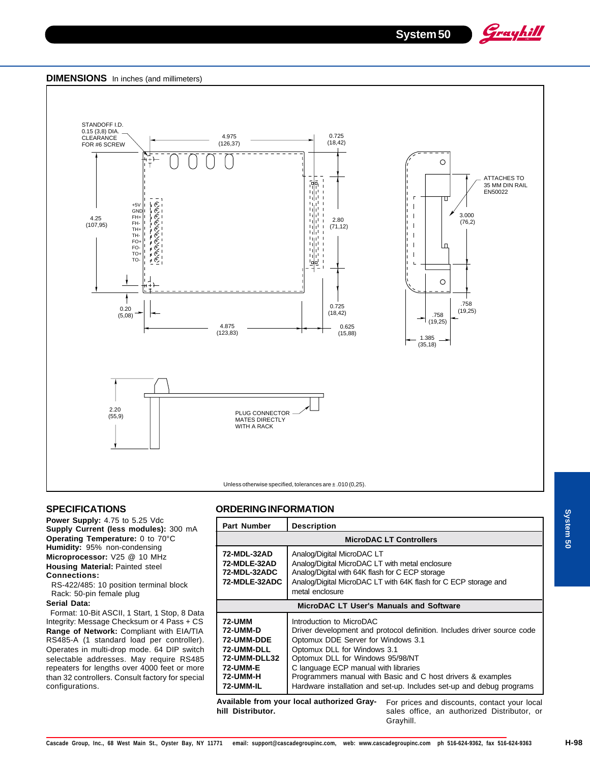## DIMENSIONS In inches (and millimeters)

STANDOFF I.D.
0.15 (3,8) DIA.
CLEARANCE
FOR #6 SCREW

4.975
(126,37)

0.725
(18,42)

4.25
(107,95)

+5V
GND
FH+
FH-
TH+
TH-
FO+
FO-
TO+
TO-

2.80
(71,12)

0.20
(5,08)

4.875
(123,83)

0.725
(18,42)

0.625
(15,88)

ATTACHES TO
35 MM DIN RAIL
EN50022

3.000
(76,2)

.758
(19,25)

.758
(19,25)

1.385
(35,18)

2.20
(55,9)

PLUG CONNECTOR
MATES DIRECTLY
WITH A RACK

Unless otherwise specified, tolerances are ± .010 (0,25).

## SPECIFICATIONS

**Power Supply:** 4.75 to 5.25 Vdc
**Supply Current (less modules):** 300 mA
**Operating Temperature:** 0 to 70°C
**Humidity:** 95% non-condensing
**Microprocessor:** V25 @ 10 MHz
**Housing Material:** Painted steel
**Connections:**
RS-422/485: 10 position terminal block
Rack: 50-pin female plug
**Serial Data:**
Format: 10-Bit ASCII, 1 Start, 1 Stop, 8 Data
Integrity: Message Checksum or 4 Pass + CS
**Range of Network:** Compliant with EIA/TIA RS485-A (1 standard load per controller). Operates in multi-drop mode. 64 DIP switch selectable addresses. May require RS485 repeaters for lengths over 4000 feet or more than 32 controllers. Consult factory for special configurations.

## ORDERING INFORMATION

| Part Number | Description |
|---|---|
| **MicroDAC LT Controllers** | |
| **72-MDL-32AD** | Analog/Digital MicroDAC LT |
| **72-MDLE-32AD** | Analog/Digital MicroDAC LT with metal enclosure |
| **72-MDL-32ADC** | Analog/Digital with 64K flash for C ECP storage |
| **72-MDLE-32ADC** | Analog/Digital MicroDAC LT with 64K flash for C ECP storage and metal enclosure |
| **MicroDAC LT User's Manuals and Software** | |
| **72-UMM** | Introduction to MicroDAC |
| **72-UMM-D** | Driver development and protocol definition. Includes driver source code |
| **72-UMM-DDE** | Optomux DDE Server for Windows 3.1 |
| **72-UMM-DLL** | Optomux DLL for Windows 3.1 |
| **72-UMM-DLL32** | Optomux DLL for Windows 95/98/NT |
| **72-UMM-E** | C language ECP manual with libraries |
| **72-UMM-H** | Programmers manual with Basic and C host drivers & examples |
| **72-UMM-IL** | Hardware installation and set-up. Includes set-up and debug programs |

**Available from your local authorized Grayhill Distributor.**

For prices and discounts, contact your local sales office, an authorized Distributor, or Grayhill.

Cascade Group, Inc., 68 West Main St., Oyster Bay, NY 11771 email: support@cascadegroupinc.com, web: www.cascadegroupinc.com ph 516-624-9362, fax 516-624-9363